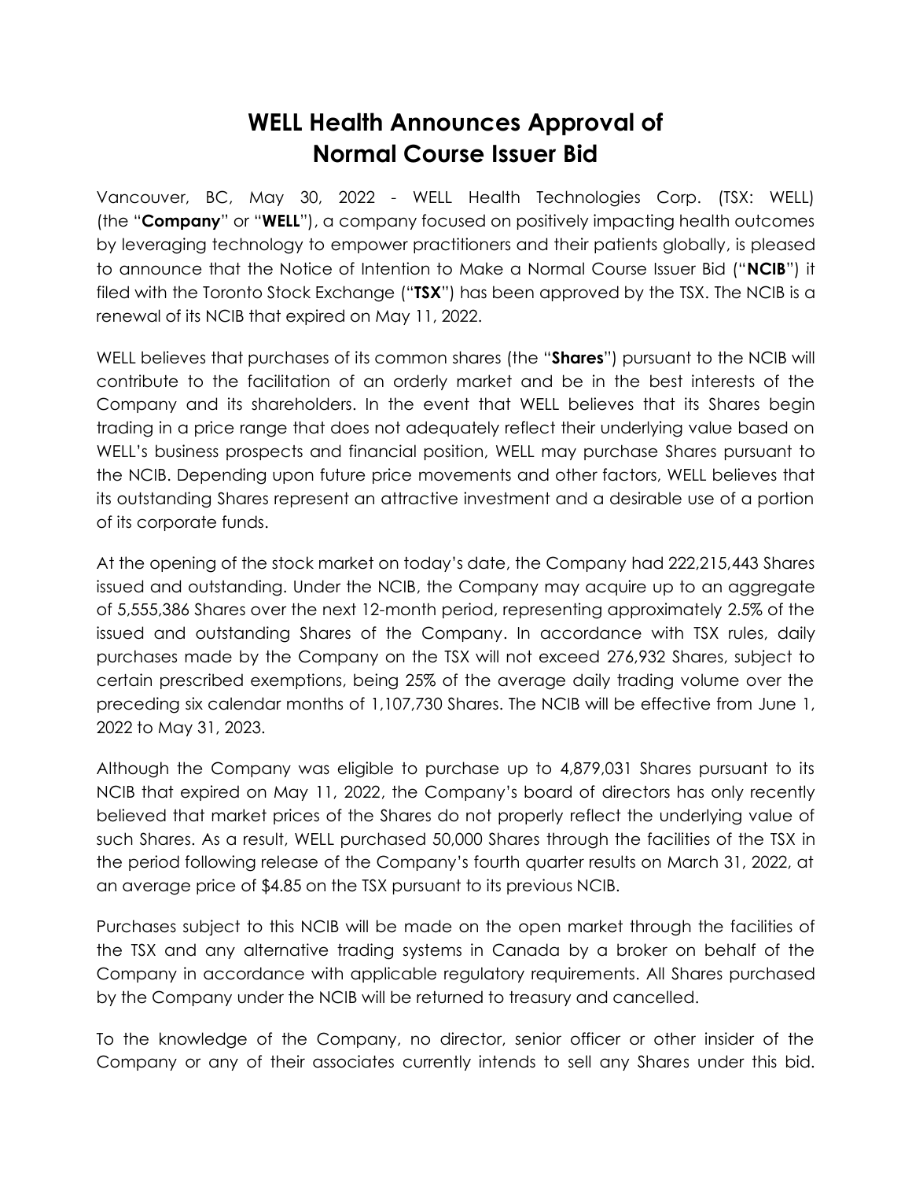# WELL Health Announces Approval of Normal Course Issuer Bid

Vancouver, BC, May 30, 2022 - WELL Health Technologies Corp. (TSX: WELL) (the "**Company**" or "**WELL**"), a company focused on positively impacting health outcomes by leveraging technology to empower practitioners and their patients globally, is pleased to announce that the Notice of Intention to Make a Normal Course Issuer Bid ("**NCIB**") it filed with the Toronto Stock Exchange ("**TSX**") has been approved by the TSX. The NCIB is a renewal of its NCIB that expired on May 11, 2022.

WELL believes that purchases of its common shares (the "**Shares**") pursuant to the NCIB will contribute to the facilitation of an orderly market and be in the best interests of the Company and its shareholders. In the event that WELL believes that its Shares begin trading in a price range that does not adequately reflect their underlying value based on WELL's business prospects and financial position, WELL may purchase Shares pursuant to the NCIB. Depending upon future price movements and other factors, WELL believes that its outstanding Shares represent an attractive investment and a desirable use of a portion of its corporate funds.

At the opening of the stock market on today's date, the Company had 222,215,443 Shares issued and outstanding. Under the NCIB, the Company may acquire up to an aggregate of 5,555,386 Shares over the next 12-month period, representing approximately 2.5% of the issued and outstanding Shares of the Company. In accordance with TSX rules, daily purchases made by the Company on the TSX will not exceed 276,932 Shares, subject to certain prescribed exemptions, being 25% of the average daily trading volume over the preceding six calendar months of 1,107,730 Shares. The NCIB will be effective from June 1, 2022 to May 31, 2023.

Although the Company was eligible to purchase up to 4,879,031 Shares pursuant to its NCIB that expired on May 11, 2022, the Company's board of directors has only recently believed that market prices of the Shares do not properly reflect the underlying value of such Shares. As a result, WELL purchased 50,000 Shares through the facilities of the TSX in the period following release of the Company's fourth quarter results on March 31, 2022, at an average price of $4.85 on the TSX pursuant to its previous NCIB.

Purchases subject to this NCIB will be made on the open market through the facilities of the TSX and any alternative trading systems in Canada by a broker on behalf of the Company in accordance with applicable regulatory requirements. All Shares purchased by the Company under the NCIB will be returned to treasury and cancelled.

To the knowledge of the Company, no director, senior officer or other insider of the Company or any of their associates currently intends to sell any Shares under this bid.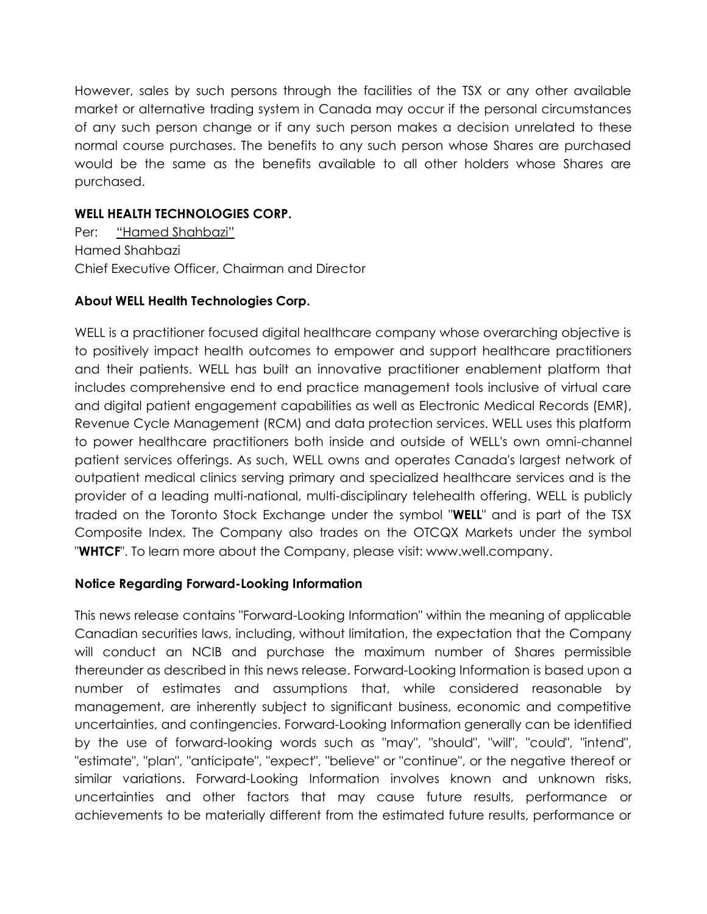However, sales by such persons through the facilities of the TSX or any other available market or alternative trading system in Canada may occur if the personal circumstances of any such person change or if any such person makes a decision unrelated to these normal course purchases. The benefits to any such person whose Shares are purchased would be the same as the benefits available to all other holders whose Shares are purchased.

**WELL HEALTH TECHNOLOGIES CORP.**

Per: "Hamed Shahbazi"
Hamed Shahbazi
Chief Executive Officer, Chairman and Director

**About WELL Health Technologies Corp.**

WELL is a practitioner focused digital healthcare company whose overarching objective is to positively impact health outcomes to empower and support healthcare practitioners and their patients. WELL has built an innovative practitioner enablement platform that includes comprehensive end to end practice management tools inclusive of virtual care and digital patient engagement capabilities as well as Electronic Medical Records (EMR), Revenue Cycle Management (RCM) and data protection services. WELL uses this platform to power healthcare practitioners both inside and outside of WELL's own omni-channel patient services offerings. As such, WELL owns and operates Canada's largest network of outpatient medical clinics serving primary and specialized healthcare services and is the provider of a leading multi-national, multi-disciplinary telehealth offering. WELL is publicly traded on the Toronto Stock Exchange under the symbol "**WELL**" and is part of the TSX Composite Index. The Company also trades on the OTCQX Markets under the symbol "**WHTCF**". To learn more about the Company, please visit: www.well.company.

**Notice Regarding Forward-Looking Information**

This news release contains "Forward-Looking Information" within the meaning of applicable Canadian securities laws, including, without limitation, the expectation that the Company will conduct an NCIB and purchase the maximum number of Shares permissible thereunder as described in this news release. Forward-Looking Information is based upon a number of estimates and assumptions that, while considered reasonable by management, are inherently subject to significant business, economic and competitive uncertainties, and contingencies. Forward-Looking Information generally can be identified by the use of forward-looking words such as "may", "should", "will", "could", "intend", "estimate", "plan", "anticipate", "expect", "believe" or "continue", or the negative thereof or similar variations. Forward-Looking Information involves known and unknown risks, uncertainties and other factors that may cause future results, performance or achievements to be materially different from the estimated future results, performance or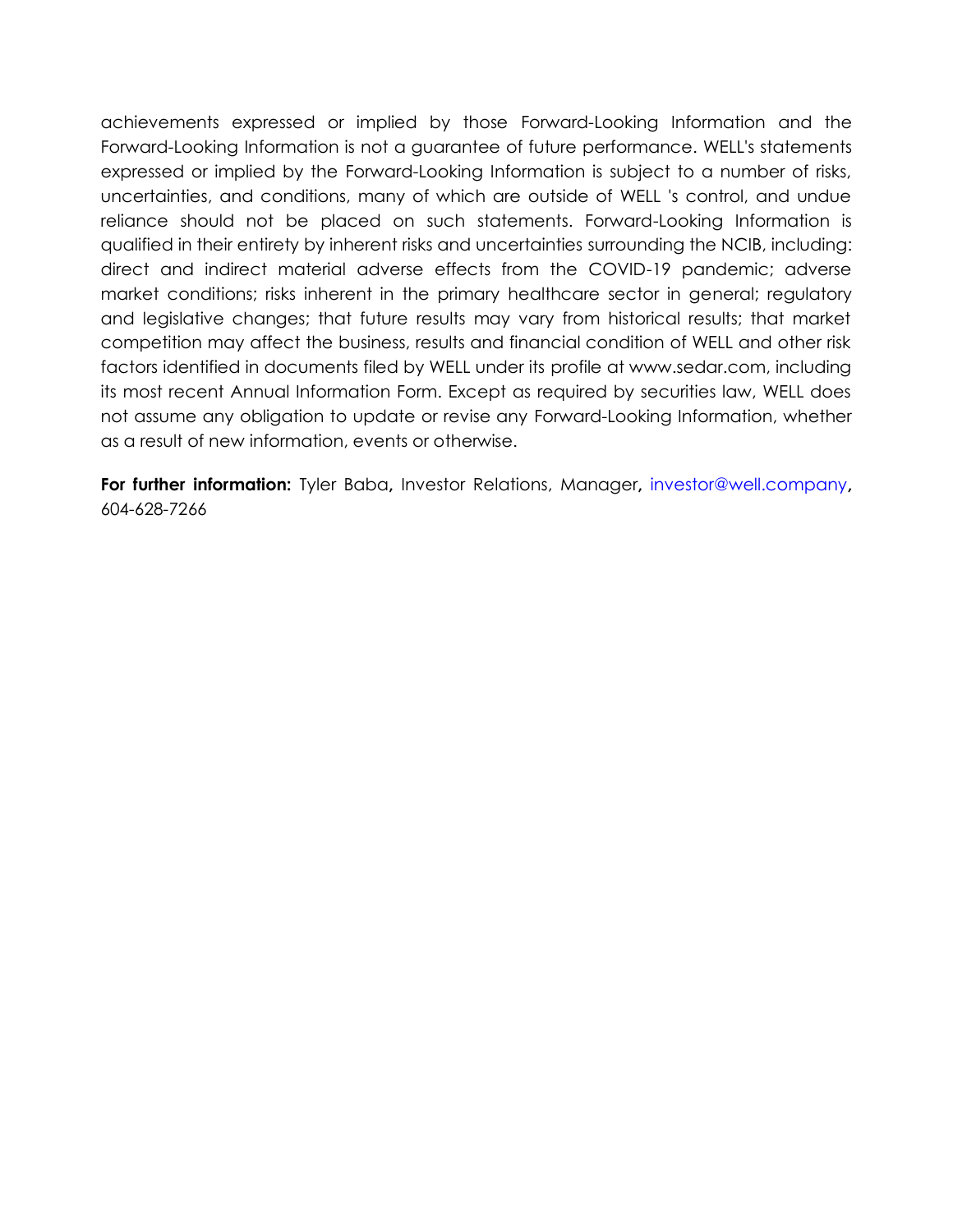achievements expressed or implied by those Forward-Looking Information and the Forward-Looking Information is not a guarantee of future performance. WELL's statements expressed or implied by the Forward-Looking Information is subject to a number of risks, uncertainties, and conditions, many of which are outside of WELL 's control, and undue reliance should not be placed on such statements. Forward-Looking Information is qualified in their entirety by inherent risks and uncertainties surrounding the NCIB, including: direct and indirect material adverse effects from the COVID-19 pandemic; adverse market conditions; risks inherent in the primary healthcare sector in general; regulatory and legislative changes; that future results may vary from historical results; that market competition may affect the business, results and financial condition of WELL and other risk factors identified in documents filed by WELL under its profile at www.sedar.com, including its most recent Annual Information Form. Except as required by securities law, WELL does not assume any obligation to update or revise any Forward-Looking Information, whether as a result of new information, events or otherwise.

**For further information:** Tyler Baba, Investor Relations, Manager, investor@well.company, 604-628-7266